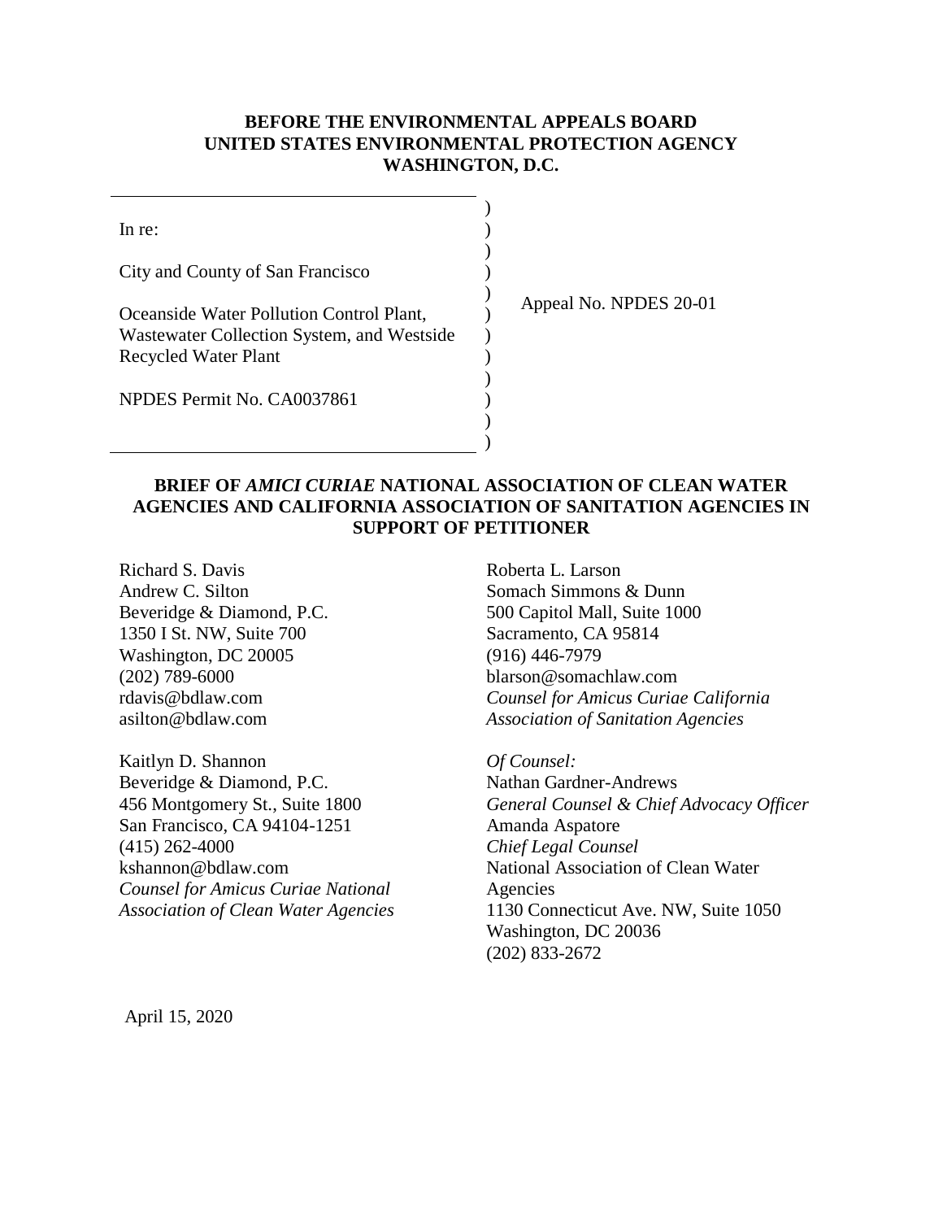**BEFORE THE ENVIRONMENTAL APPEALS BOARD**
**UNITED STATES ENVIRONMENTAL PROTECTION AGENCY**
**WASHINGTON, D.C.**

In re:

City and County of San Francisco

Oceanside Water Pollution Control Plant, Wastewater Collection System, and Westside Recycled Water Plant

NPDES Permit No. CA0037861

Appeal No. NPDES 20-01

**BRIEF OF *AMICI CURIAE* NATIONAL ASSOCIATION OF CLEAN WATER AGENCIES AND CALIFORNIA ASSOCIATION OF SANITATION AGENCIES IN SUPPORT OF PETITIONER**

Richard S. Davis
Andrew C. Silton
Beveridge & Diamond, P.C.
1350 I St. NW, Suite 700
Washington, DC 20005
(202) 789-6000
rdavis@bdlaw.com
asilton@bdlaw.com

Kaitlyn D. Shannon
Beveridge & Diamond, P.C.
456 Montgomery St., Suite 1800
San Francisco, CA 94104-1251
(415) 262-4000
kshannon@bdlaw.com
*Counsel for Amicus Curiae National Association of Clean Water Agencies*

Roberta L. Larson
Somach Simmons & Dunn
500 Capitol Mall, Suite 1000
Sacramento, CA 95814
(916) 446-7979
blarson@somachlaw.com
*Counsel for Amicus Curiae California Association of Sanitation Agencies*

*Of Counsel:*
Nathan Gardner-Andrews
*General Counsel & Chief Advocacy Officer*
Amanda Aspatore
*Chief Legal Counsel*
National Association of Clean Water Agencies
1130 Connecticut Ave. NW, Suite 1050
Washington, DC 20036
(202) 833-2672

April 15, 2020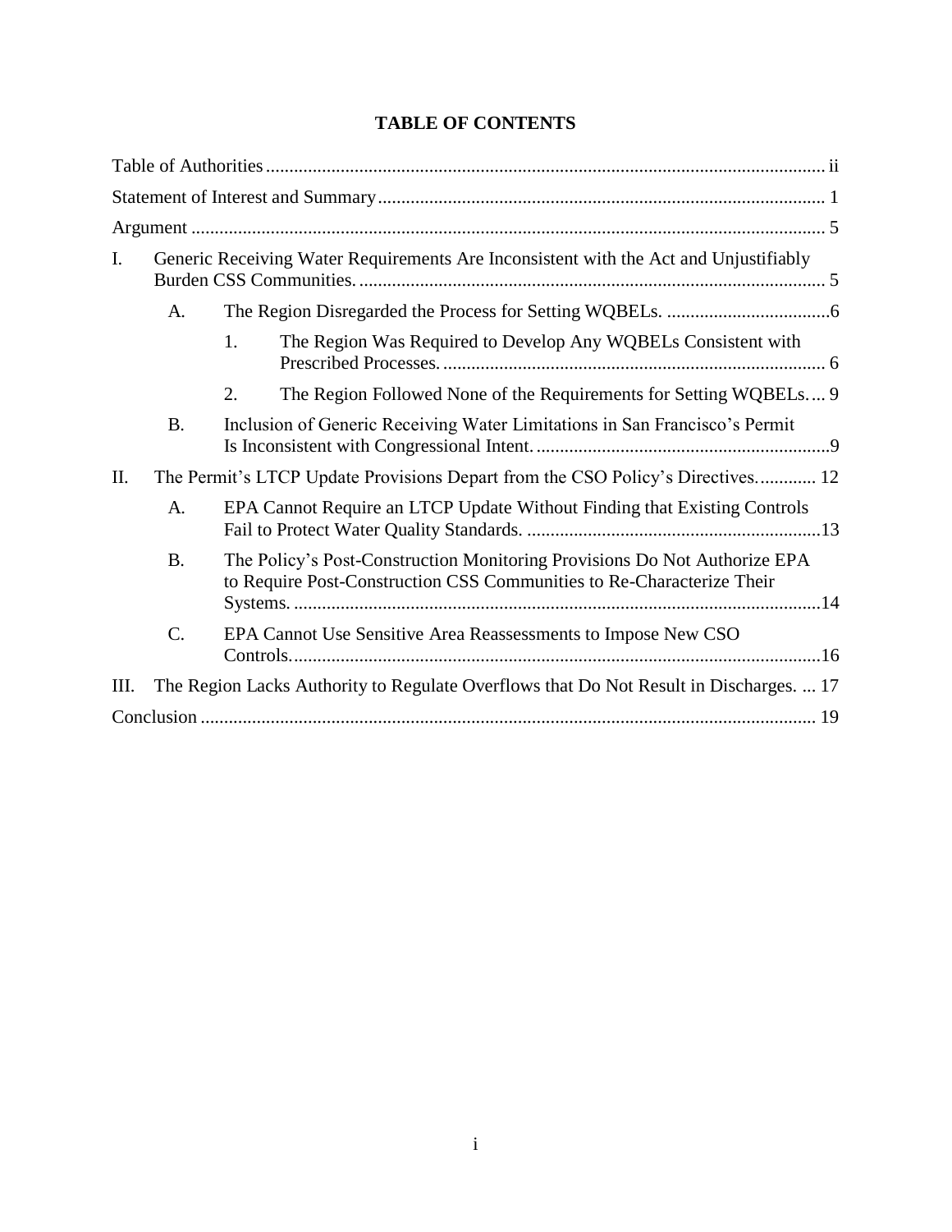# TABLE OF CONTENTS

Table of Authorities ... ii

Statement of Interest and Summary ... 1

Argument ... 5

I. Generic Receiving Water Requirements Are Inconsistent with the Act and Unjustifiably Burden CSS Communities. ... 5

   A. The Region Disregarded the Process for Setting WQBELs. ... 6

      1. The Region Was Required to Develop Any WQBELs Consistent with Prescribed Processes. ... 6

      2. The Region Followed None of the Requirements for Setting WQBELs. ... 9

   B. Inclusion of Generic Receiving Water Limitations in San Francisco's Permit Is Inconsistent with Congressional Intent. ... 9

II. The Permit's LTCP Update Provisions Depart from the CSO Policy's Directives. ... 12

   A. EPA Cannot Require an LTCP Update Without Finding that Existing Controls Fail to Protect Water Quality Standards. ... 13

   B. The Policy's Post-Construction Monitoring Provisions Do Not Authorize EPA to Require Post-Construction CSS Communities to Re-Characterize Their Systems. ... 14

   C. EPA Cannot Use Sensitive Area Reassessments to Impose New CSO Controls. ... 16

III. The Region Lacks Authority to Regulate Overflows that Do Not Result in Discharges. ... 17

Conclusion ... 19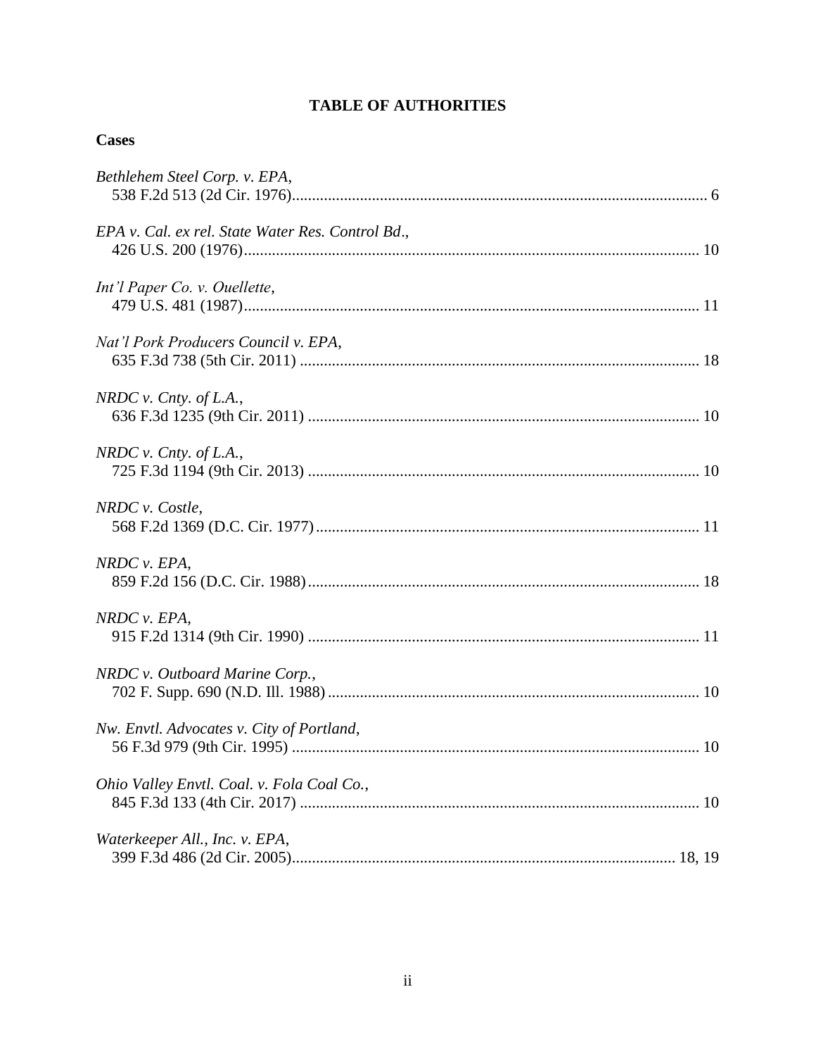# TABLE OF AUTHORITIES

**Cases**

*Bethlehem Steel Corp. v. EPA*,
538 F.2d 513 (2d Cir. 1976)........................................................................................................ 6

*EPA v. Cal. ex rel. State Water Res. Control Bd*.,
426 U.S. 200 (1976).................................................................................................................. 10

*Int'l Paper Co. v. Ouellette*,
479 U.S. 481 (1987).................................................................................................................. 11

*Nat'l Pork Producers Council v. EPA*,
635 F.3d 738 (5th Cir. 2011) .................................................................................................... 18

*NRDC v. Cnty. of L.A.*,
636 F.3d 1235 (9th Cir. 2011) .................................................................................................. 10

*NRDC v. Cnty. of L.A.*,
725 F.3d 1194 (9th Cir. 2013) .................................................................................................. 10

*NRDC v. Costle*,
568 F.2d 1369 (D.C. Cir. 1977)................................................................................................ 11

*NRDC v. EPA*,
859 F.2d 156 (D.C. Cir. 1988).................................................................................................. 18

*NRDC v. EPA*,
915 F.2d 1314 (9th Cir. 1990) .................................................................................................. 11

*NRDC v. Outboard Marine Corp.*,
702 F. Supp. 690 (N.D. Ill. 1988)............................................................................................. 10

*Nw. Envtl. Advocates v. City of Portland*,
56 F.3d 979 (9th Cir. 1995) ...................................................................................................... 10

*Ohio Valley Envtl. Coal. v. Fola Coal Co.*,
845 F.3d 133 (4th Cir. 2017) .................................................................................................... 10

*Waterkeeper All., Inc. v. EPA*,
399 F.3d 486 (2d Cir. 2005)................................................................................................ 18, 19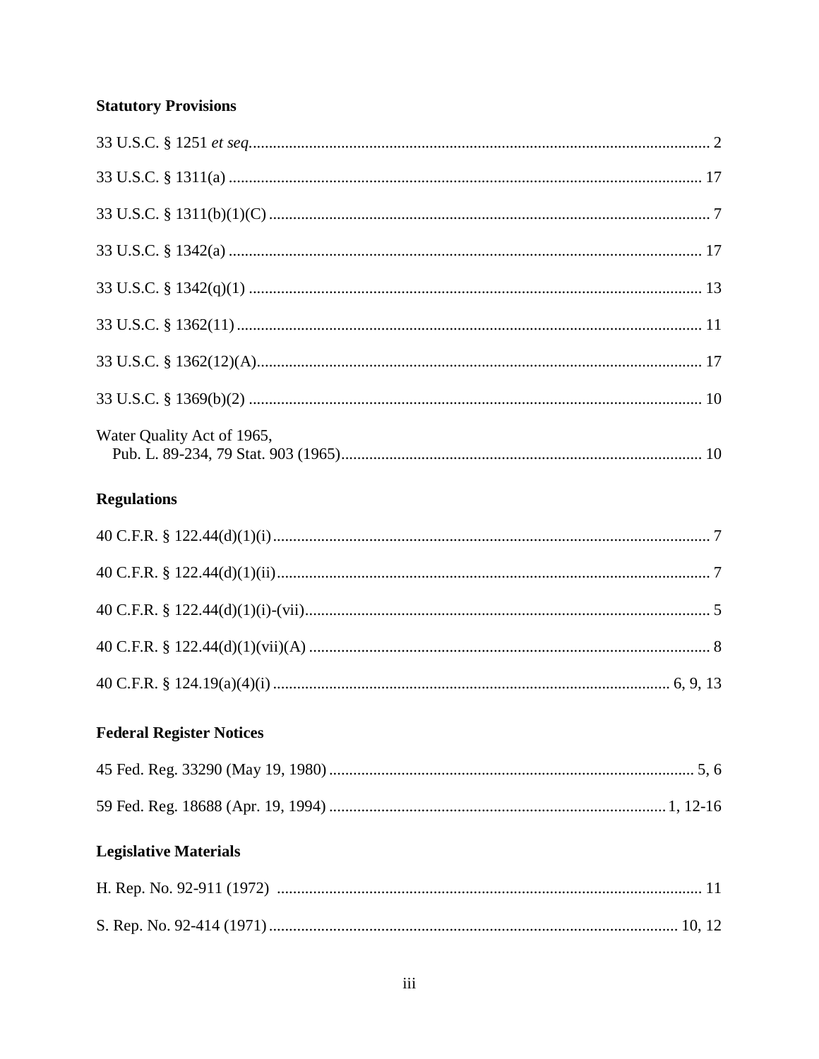### Statutory Provisions

33 U.S.C. § 1251 *et seq.* .................................................................................................................. 2

33 U.S.C. § 1311(a) ..................................................................................................................... 17

33 U.S.C. § 1311(b)(1)(C) ............................................................................................................. 7

33 U.S.C. § 1342(a) ..................................................................................................................... 17

33 U.S.C. § 1342(q)(1) ................................................................................................................ 13

33 U.S.C. § 1362(11) ................................................................................................................... 11

33 U.S.C. § 1362(12)(A).............................................................................................................. 17

33 U.S.C. § 1369(b)(2) ................................................................................................................ 10

Water Quality Act of 1965,
Pub. L. 89-234, 79 Stat. 903 (1965).......................................................................................... 10

### Regulations

40 C.F.R. § 122.44(d)(1)(i)............................................................................................................ 7

40 C.F.R. § 122.44(d)(1)(ii)........................................................................................................... 7

40 C.F.R. § 122.44(d)(1)(i)-(vii).................................................................................................... 5

40 C.F.R. § 122.44(d)(1)(vii)(A) ................................................................................................... 8

40 C.F.R. § 124.19(a)(4)(i) ................................................................................................. 6, 9, 13

### Federal Register Notices

45 Fed. Reg. 33290 (May 19, 1980) .......................................................................................... 5, 6

59 Fed. Reg. 18688 (Apr. 19, 1994) ................................................................................... 1, 12-16

### Legislative Materials

H. Rep. No. 92-911 (1972) ......................................................................................................... 11

S. Rep. No. 92-414 (1971) ..................................................................................................... 10, 12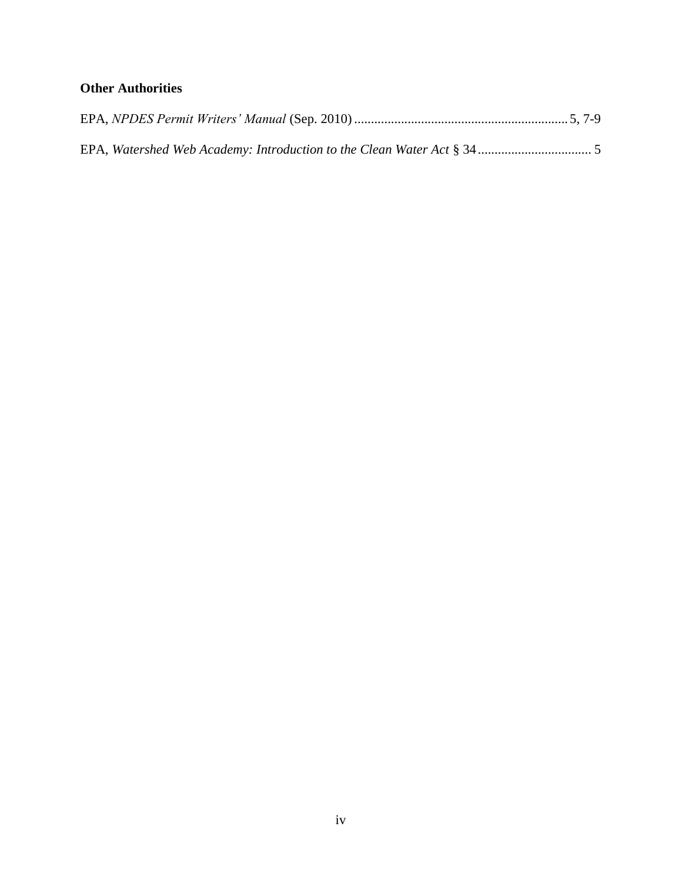**Other Authorities**

EPA, *NPDES Permit Writers' Manual* (Sep. 2010) ............................................................... 5, 7-9

EPA, *Watershed Web Academy: Introduction to the Clean Water Act* § 34 .................................. 5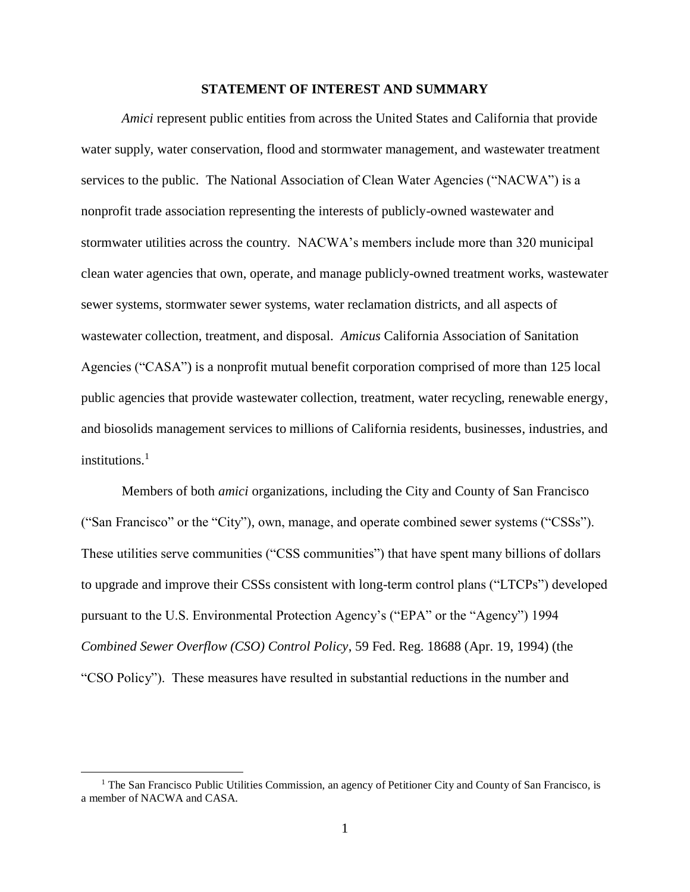## STATEMENT OF INTEREST AND SUMMARY

*Amici* represent public entities from across the United States and California that provide water supply, water conservation, flood and stormwater management, and wastewater treatment services to the public. The National Association of Clean Water Agencies ("NACWA") is a nonprofit trade association representing the interests of publicly-owned wastewater and stormwater utilities across the country. NACWA's members include more than 320 municipal clean water agencies that own, operate, and manage publicly-owned treatment works, wastewater sewer systems, stormwater sewer systems, water reclamation districts, and all aspects of wastewater collection, treatment, and disposal. *Amicus* California Association of Sanitation Agencies ("CASA") is a nonprofit mutual benefit corporation comprised of more than 125 local public agencies that provide wastewater collection, treatment, water recycling, renewable energy, and biosolids management services to millions of California residents, businesses, industries, and institutions.[1]

Members of both *amici* organizations, including the City and County of San Francisco ("San Francisco" or the "City"), own, manage, and operate combined sewer systems ("CSSs"). These utilities serve communities ("CSS communities") that have spent many billions of dollars to upgrade and improve their CSSs consistent with long-term control plans ("LTCPs") developed pursuant to the U.S. Environmental Protection Agency's ("EPA" or the "Agency") 1994 *Combined Sewer Overflow (CSO) Control Policy*, 59 Fed. Reg. 18688 (Apr. 19, 1994) (the "CSO Policy"). These measures have resulted in substantial reductions in the number and

[1] The San Francisco Public Utilities Commission, an agency of Petitioner City and County of San Francisco, is a member of NACWA and CASA.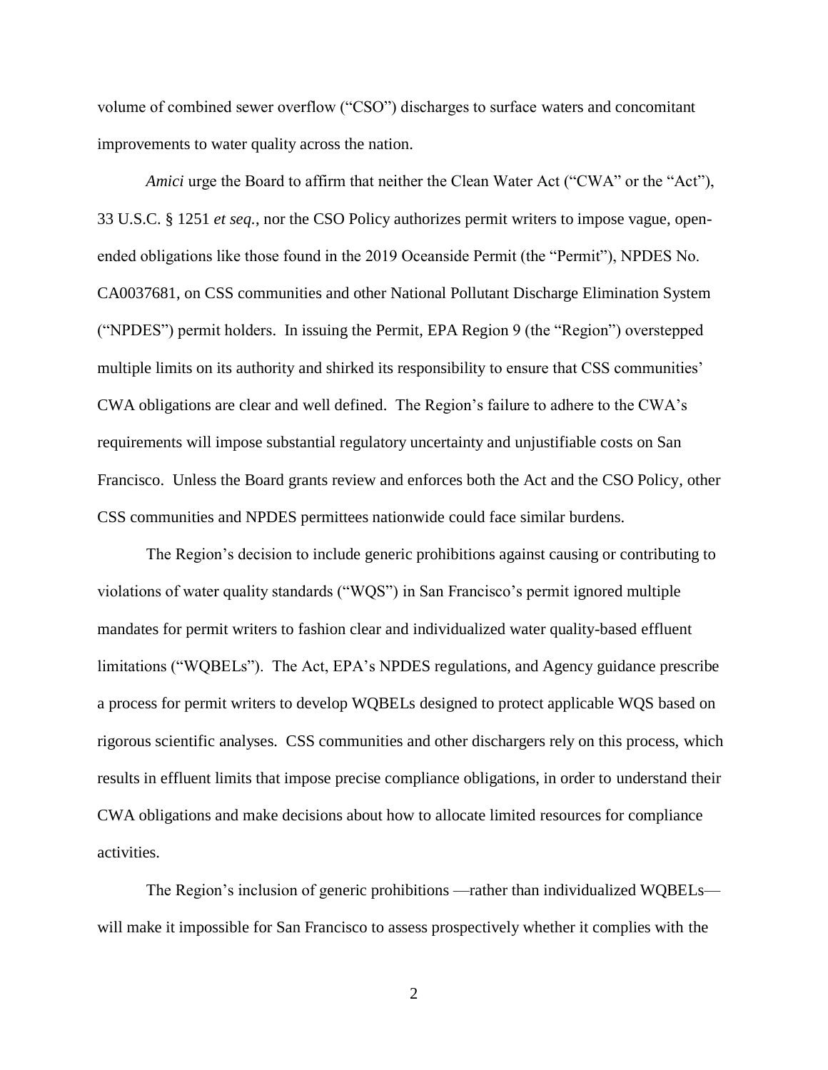volume of combined sewer overflow ("CSO") discharges to surface waters and concomitant improvements to water quality across the nation.

*Amici* urge the Board to affirm that neither the Clean Water Act ("CWA" or the "Act"), 33 U.S.C. § 1251 *et seq.*, nor the CSO Policy authorizes permit writers to impose vague, open-ended obligations like those found in the 2019 Oceanside Permit (the "Permit"), NPDES No. CA0037681, on CSS communities and other National Pollutant Discharge Elimination System ("NPDES") permit holders. In issuing the Permit, EPA Region 9 (the "Region") overstepped multiple limits on its authority and shirked its responsibility to ensure that CSS communities' CWA obligations are clear and well defined. The Region's failure to adhere to the CWA's requirements will impose substantial regulatory uncertainty and unjustifiable costs on San Francisco. Unless the Board grants review and enforces both the Act and the CSO Policy, other CSS communities and NPDES permittees nationwide could face similar burdens.

The Region's decision to include generic prohibitions against causing or contributing to violations of water quality standards ("WQS") in San Francisco's permit ignored multiple mandates for permit writers to fashion clear and individualized water quality-based effluent limitations ("WQBELs"). The Act, EPA's NPDES regulations, and Agency guidance prescribe a process for permit writers to develop WQBELs designed to protect applicable WQS based on rigorous scientific analyses. CSS communities and other dischargers rely on this process, which results in effluent limits that impose precise compliance obligations, in order to understand their CWA obligations and make decisions about how to allocate limited resources for compliance activities.

The Region's inclusion of generic prohibitions —rather than individualized WQBELs— will make it impossible for San Francisco to assess prospectively whether it complies with the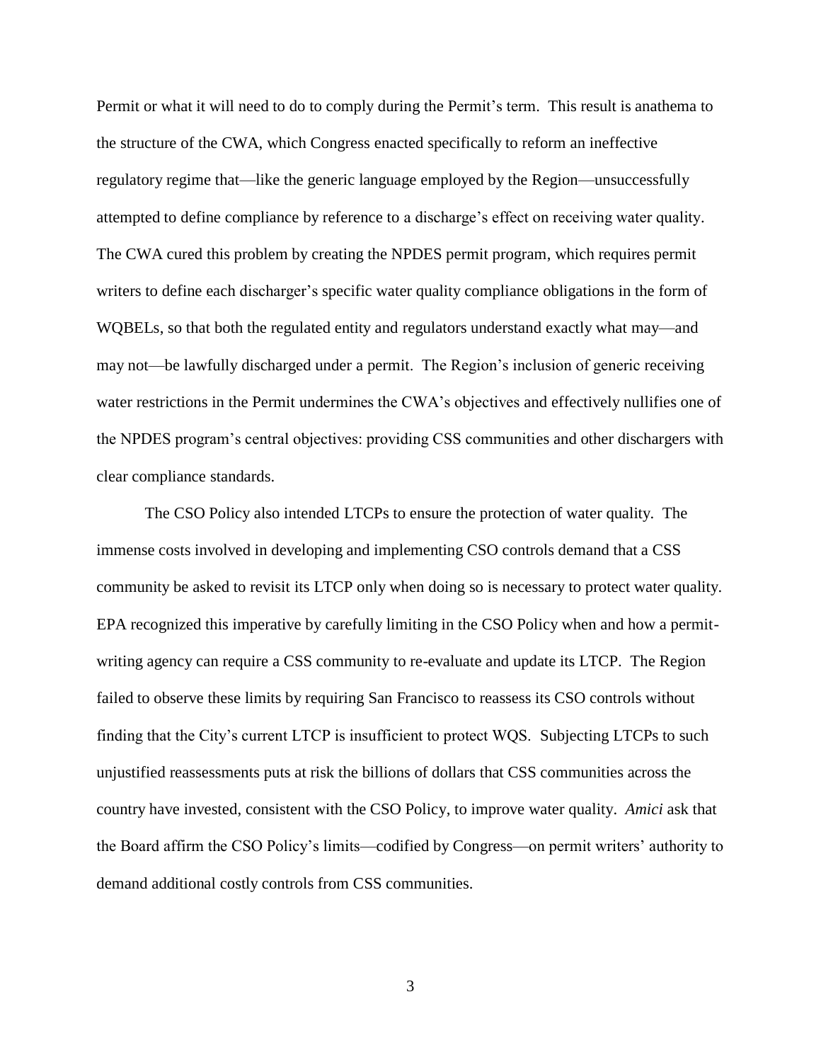Permit or what it will need to do to comply during the Permit's term. This result is anathema to the structure of the CWA, which Congress enacted specifically to reform an ineffective regulatory regime that—like the generic language employed by the Region—unsuccessfully attempted to define compliance by reference to a discharge's effect on receiving water quality. The CWA cured this problem by creating the NPDES permit program, which requires permit writers to define each discharger's specific water quality compliance obligations in the form of WQBELs, so that both the regulated entity and regulators understand exactly what may—and may not—be lawfully discharged under a permit. The Region's inclusion of generic receiving water restrictions in the Permit undermines the CWA's objectives and effectively nullifies one of the NPDES program's central objectives: providing CSS communities and other dischargers with clear compliance standards.

The CSO Policy also intended LTCPs to ensure the protection of water quality. The immense costs involved in developing and implementing CSO controls demand that a CSS community be asked to revisit its LTCP only when doing so is necessary to protect water quality. EPA recognized this imperative by carefully limiting in the CSO Policy when and how a permit-writing agency can require a CSS community to re-evaluate and update its LTCP. The Region failed to observe these limits by requiring San Francisco to reassess its CSO controls without finding that the City's current LTCP is insufficient to protect WQS. Subjecting LTCPs to such unjustified reassessments puts at risk the billions of dollars that CSS communities across the country have invested, consistent with the CSO Policy, to improve water quality. *Amici* ask that the Board affirm the CSO Policy's limits—codified by Congress—on permit writers' authority to demand additional costly controls from CSS communities.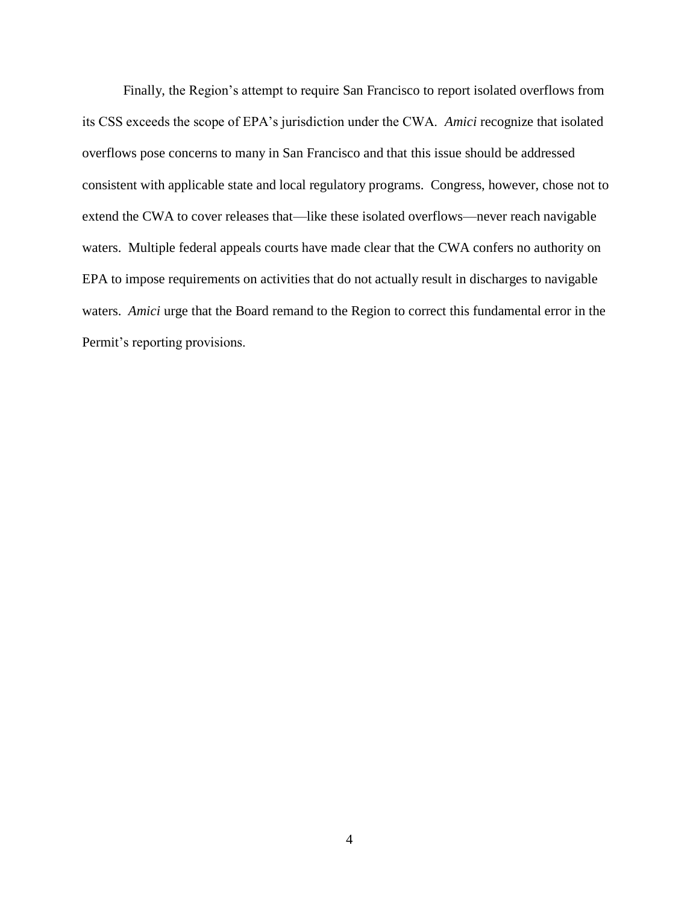Finally, the Region's attempt to require San Francisco to report isolated overflows from its CSS exceeds the scope of EPA's jurisdiction under the CWA. *Amici* recognize that isolated overflows pose concerns to many in San Francisco and that this issue should be addressed consistent with applicable state and local regulatory programs. Congress, however, chose not to extend the CWA to cover releases that—like these isolated overflows—never reach navigable waters. Multiple federal appeals courts have made clear that the CWA confers no authority on EPA to impose requirements on activities that do not actually result in discharges to navigable waters. *Amici* urge that the Board remand to the Region to correct this fundamental error in the Permit's reporting provisions.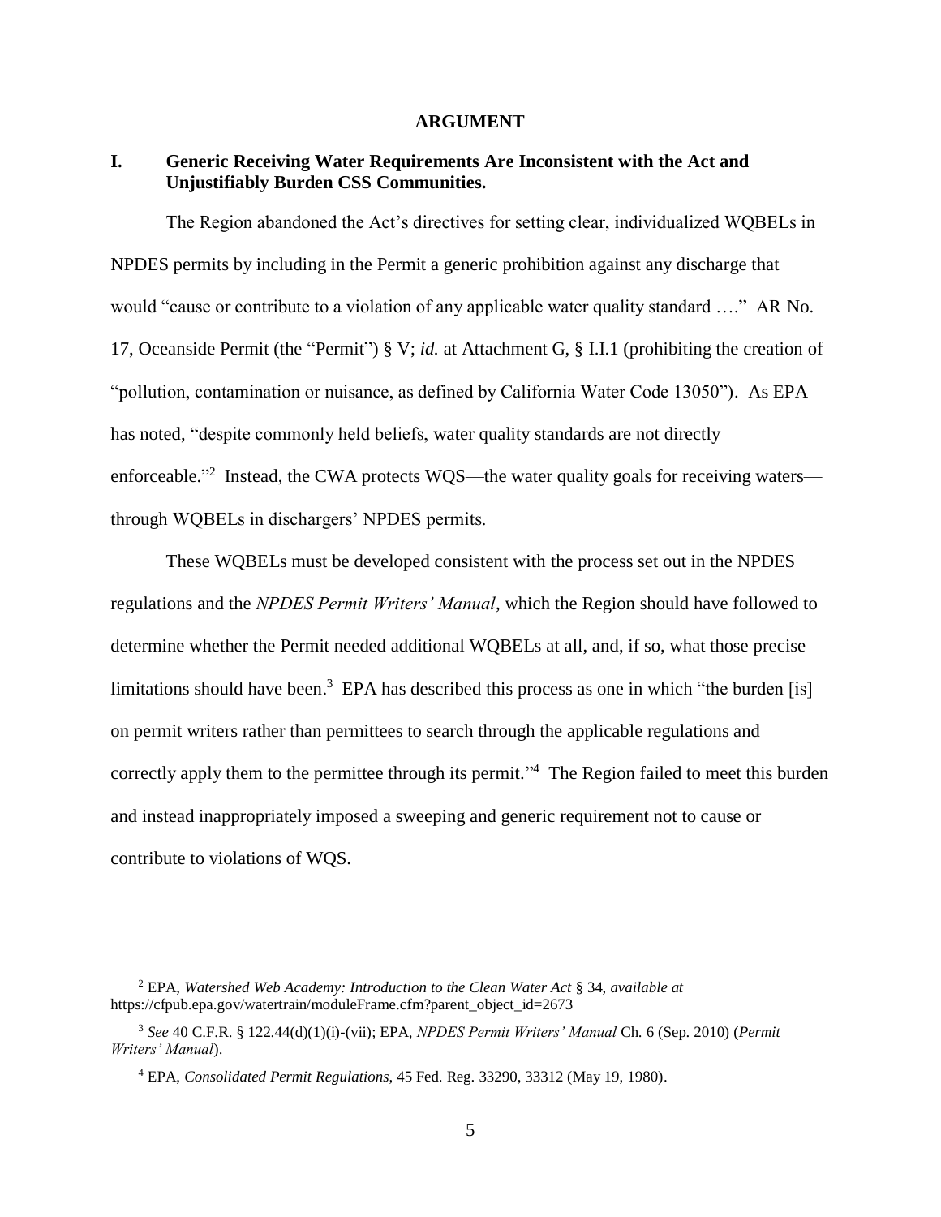## ARGUMENT

### I. Generic Receiving Water Requirements Are Inconsistent with the Act and Unjustifiably Burden CSS Communities.

The Region abandoned the Act's directives for setting clear, individualized WQBELs in NPDES permits by including in the Permit a generic prohibition against any discharge that would "cause or contribute to a violation of any applicable water quality standard …." AR No. 17, Oceanside Permit (the "Permit") § V; *id.* at Attachment G, § I.I.1 (prohibiting the creation of "pollution, contamination or nuisance, as defined by California Water Code 13050"). As EPA has noted, "despite commonly held beliefs, water quality standards are not directly enforceable."[2] Instead, the CWA protects WQS—the water quality goals for receiving waters—through WQBELs in dischargers' NPDES permits.

These WQBELs must be developed consistent with the process set out in the NPDES regulations and the *NPDES Permit Writers' Manual*, which the Region should have followed to determine whether the Permit needed additional WQBELs at all, and, if so, what those precise limitations should have been.[3] EPA has described this process as one in which "the burden [is] on permit writers rather than permittees to search through the applicable regulations and correctly apply them to the permittee through its permit."[4] The Region failed to meet this burden and instead inappropriately imposed a sweeping and generic requirement not to cause or contribute to violations of WQS.

---

[2] EPA, *Watershed Web Academy: Introduction to the Clean Water Act* § 34, *available at* https://cfpub.epa.gov/watertrain/moduleFrame.cfm?parent_object_id=2673

[3] *See* 40 C.F.R. § 122.44(d)(1)(i)-(vii); EPA, *NPDES Permit Writers' Manual* Ch. 6 (Sep. 2010) (*Permit Writers' Manual*).

[4] EPA, *Consolidated Permit Regulations*, 45 Fed. Reg. 33290, 33312 (May 19, 1980).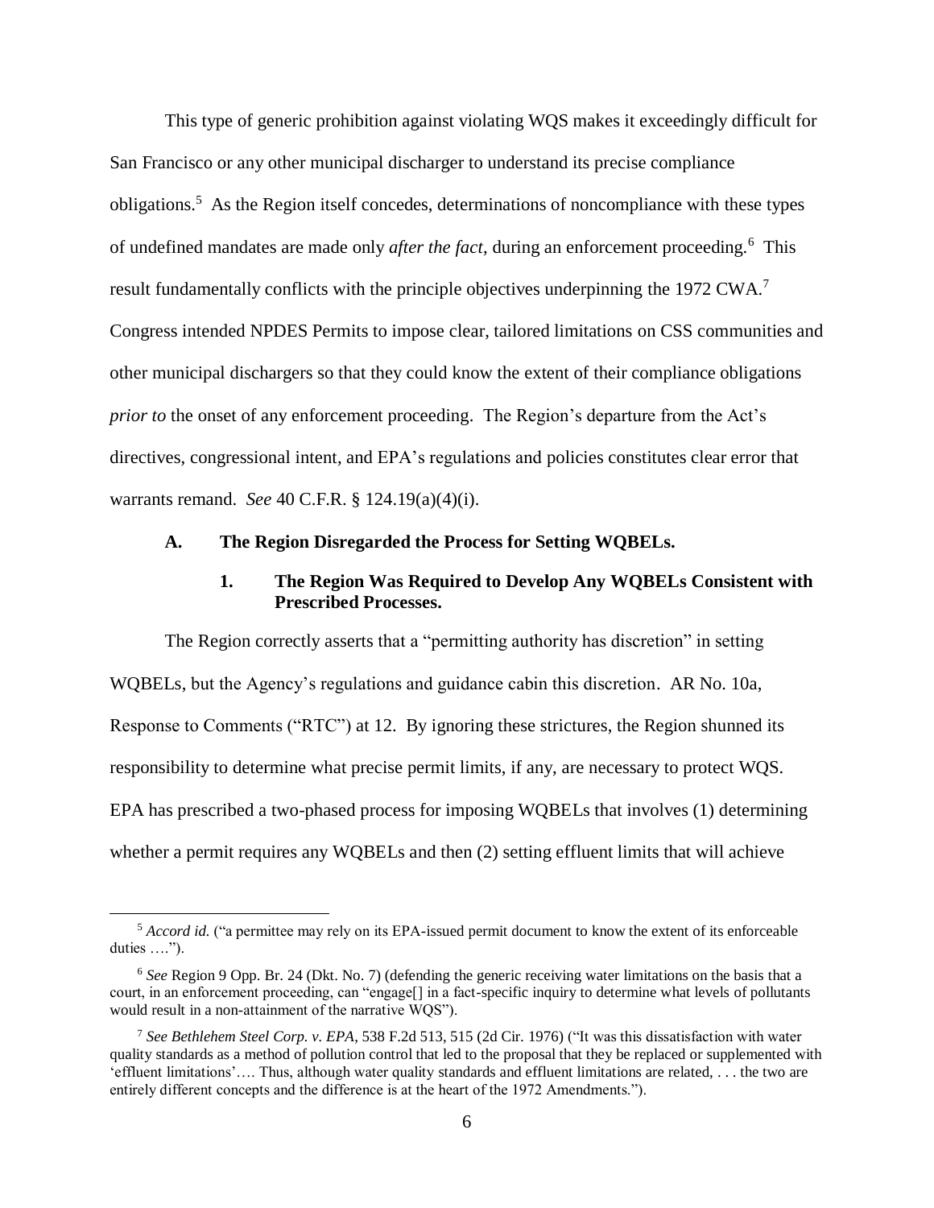This type of generic prohibition against violating WQS makes it exceedingly difficult for San Francisco or any other municipal discharger to understand its precise compliance obligations.[5] As the Region itself concedes, determinations of noncompliance with these types of undefined mandates are made only *after the fact*, during an enforcement proceeding.[6] This result fundamentally conflicts with the principle objectives underpinning the 1972 CWA.[7] Congress intended NPDES Permits to impose clear, tailored limitations on CSS communities and other municipal dischargers so that they could know the extent of their compliance obligations *prior to* the onset of any enforcement proceeding. The Region's departure from the Act's directives, congressional intent, and EPA's regulations and policies constitutes clear error that warrants remand. *See* 40 C.F.R. § 124.19(a)(4)(i).

### A. The Region Disregarded the Process for Setting WQBELs.

#### 1. The Region Was Required to Develop Any WQBELs Consistent with Prescribed Processes.

The Region correctly asserts that a "permitting authority has discretion" in setting WQBELs, but the Agency's regulations and guidance cabin this discretion. AR No. 10a, Response to Comments ("RTC") at 12. By ignoring these strictures, the Region shunned its responsibility to determine what precise permit limits, if any, are necessary to protect WQS. EPA has prescribed a two-phased process for imposing WQBELs that involves (1) determining whether a permit requires any WQBELs and then (2) setting effluent limits that will achieve

---

[5] *Accord id.* ("a permittee may rely on its EPA-issued permit document to know the extent of its enforceable duties ….").

[6] *See* Region 9 Opp. Br. 24 (Dkt. No. 7) (defending the generic receiving water limitations on the basis that a court, in an enforcement proceeding, can "engage[] in a fact-specific inquiry to determine what levels of pollutants would result in a non-attainment of the narrative WQS").

[7] *See Bethlehem Steel Corp. v. EPA*, 538 F.2d 513, 515 (2d Cir. 1976) ("It was this dissatisfaction with water quality standards as a method of pollution control that led to the proposal that they be replaced or supplemented with 'effluent limitations'…. Thus, although water quality standards and effluent limitations are related, . . . the two are entirely different concepts and the difference is at the heart of the 1972 Amendments.").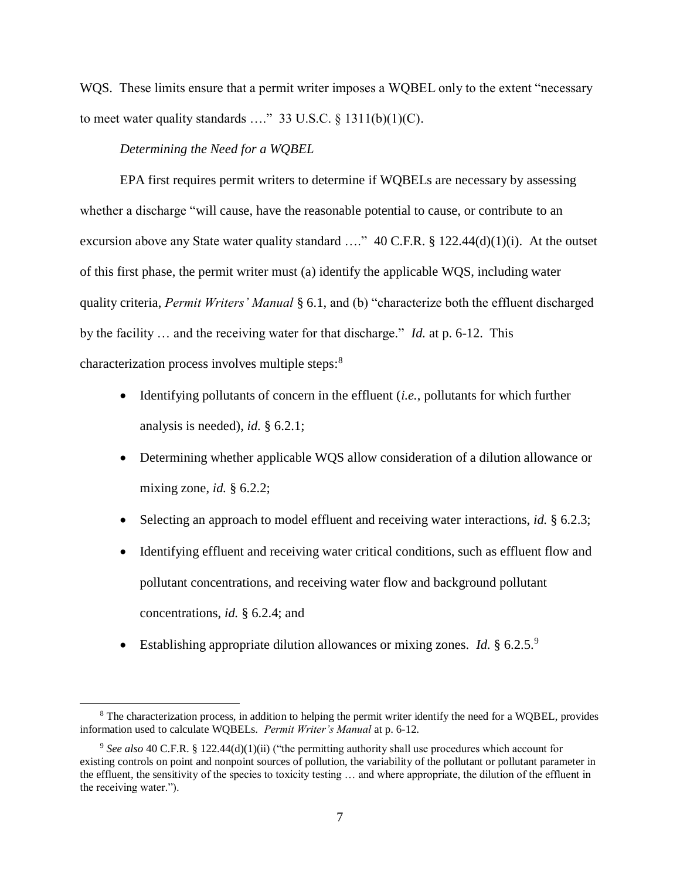WQS. These limits ensure that a permit writer imposes a WQBEL only to the extent "necessary to meet water quality standards …." 33 U.S.C. § 1311(b)(1)(C).

*Determining the Need for a WQBEL*

EPA first requires permit writers to determine if WQBELs are necessary by assessing whether a discharge "will cause, have the reasonable potential to cause, or contribute to an excursion above any State water quality standard …." 40 C.F.R. § 122.44(d)(1)(i). At the outset of this first phase, the permit writer must (a) identify the applicable WQS, including water quality criteria, *Permit Writers' Manual* § 6.1, and (b) "characterize both the effluent discharged by the facility … and the receiving water for that discharge." *Id.* at p. 6-12. This characterization process involves multiple steps:[8]

- Identifying pollutants of concern in the effluent (*i.e.*, pollutants for which further analysis is needed), *id.* § 6.2.1;
- Determining whether applicable WQS allow consideration of a dilution allowance or mixing zone, *id.* § 6.2.2;
- Selecting an approach to model effluent and receiving water interactions, *id.* § 6.2.3;
- Identifying effluent and receiving water critical conditions, such as effluent flow and pollutant concentrations, and receiving water flow and background pollutant concentrations, *id.* § 6.2.4; and
- Establishing appropriate dilution allowances or mixing zones. *Id.* § 6.2.5.[9]

---

[8] The characterization process, in addition to helping the permit writer identify the need for a WQBEL, provides information used to calculate WQBELs. *Permit Writer's Manual* at p. 6-12.

[9] *See also* 40 C.F.R. § 122.44(d)(1)(ii) ("the permitting authority shall use procedures which account for existing controls on point and nonpoint sources of pollution, the variability of the pollutant or pollutant parameter in the effluent, the sensitivity of the species to toxicity testing … and where appropriate, the dilution of the effluent in the receiving water.").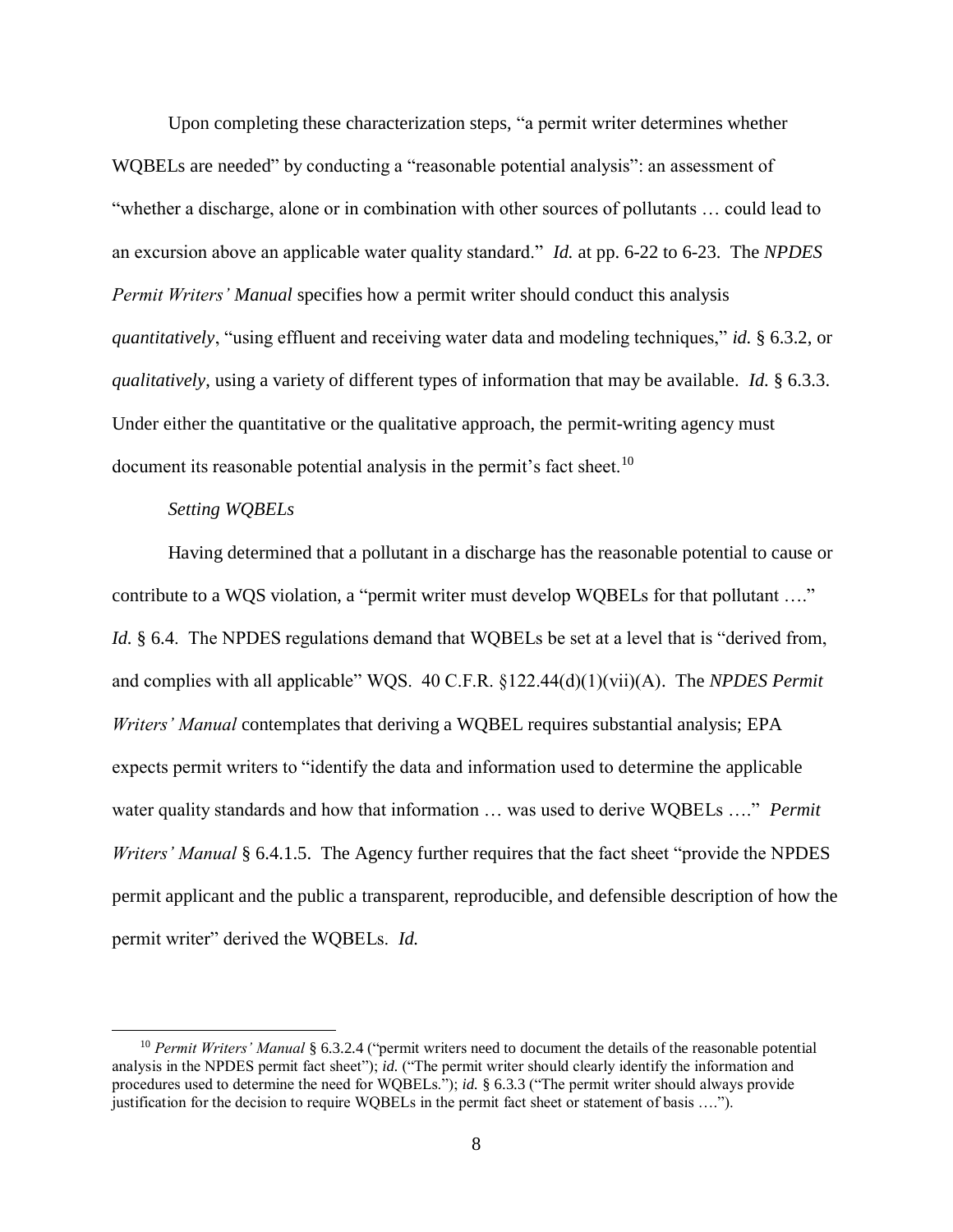Upon completing these characterization steps, "a permit writer determines whether WQBELs are needed" by conducting a "reasonable potential analysis": an assessment of "whether a discharge, alone or in combination with other sources of pollutants … could lead to an excursion above an applicable water quality standard." *Id.* at pp. 6-22 to 6-23. The *NPDES Permit Writers' Manual* specifies how a permit writer should conduct this analysis *quantitatively*, "using effluent and receiving water data and modeling techniques," *id.* § 6.3.2, or *qualitatively*, using a variety of different types of information that may be available. *Id.* § 6.3.3. Under either the quantitative or the qualitative approach, the permit-writing agency must document its reasonable potential analysis in the permit's fact sheet.[10]

*Setting WQBELs*

Having determined that a pollutant in a discharge has the reasonable potential to cause or contribute to a WQS violation, a "permit writer must develop WQBELs for that pollutant …." *Id.* § 6.4. The NPDES regulations demand that WQBELs be set at a level that is "derived from, and complies with all applicable" WQS. 40 C.F.R. §122.44(d)(1)(vii)(A). The *NPDES Permit Writers' Manual* contemplates that deriving a WQBEL requires substantial analysis; EPA expects permit writers to "identify the data and information used to determine the applicable water quality standards and how that information … was used to derive WQBELs …." *Permit Writers' Manual* § 6.4.1.5. The Agency further requires that the fact sheet "provide the NPDES permit applicant and the public a transparent, reproducible, and defensible description of how the permit writer" derived the WQBELs. *Id.*

---

[10] *Permit Writers' Manual* § 6.3.2.4 ("permit writers need to document the details of the reasonable potential analysis in the NPDES permit fact sheet"); *id.* ("The permit writer should clearly identify the information and procedures used to determine the need for WQBELs."); *id.* § 6.3.3 ("The permit writer should always provide justification for the decision to require WQBELs in the permit fact sheet or statement of basis ….").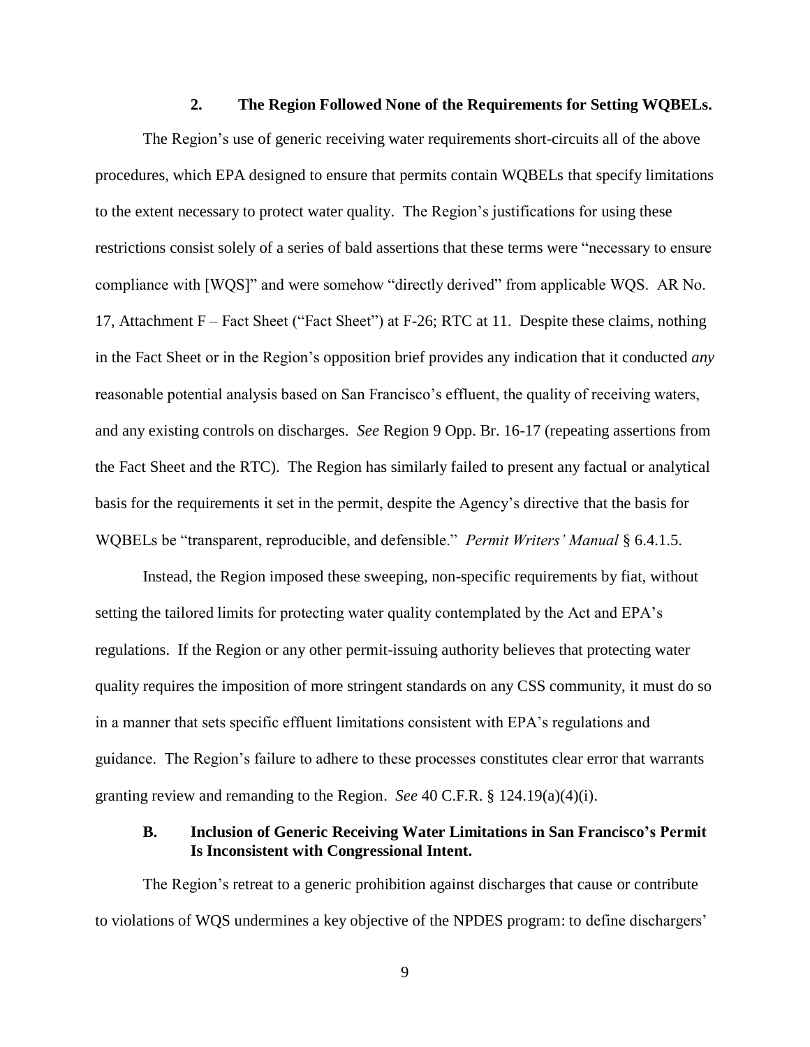### 2. The Region Followed None of the Requirements for Setting WQBELs.

The Region's use of generic receiving water requirements short-circuits all of the above procedures, which EPA designed to ensure that permits contain WQBELs that specify limitations to the extent necessary to protect water quality. The Region's justifications for using these restrictions consist solely of a series of bald assertions that these terms were "necessary to ensure compliance with [WQS]" and were somehow "directly derived" from applicable WQS. AR No. 17, Attachment F – Fact Sheet ("Fact Sheet") at F-26; RTC at 11. Despite these claims, nothing in the Fact Sheet or in the Region's opposition brief provides any indication that it conducted *any* reasonable potential analysis based on San Francisco's effluent, the quality of receiving waters, and any existing controls on discharges. *See* Region 9 Opp. Br. 16-17 (repeating assertions from the Fact Sheet and the RTC). The Region has similarly failed to present any factual or analytical basis for the requirements it set in the permit, despite the Agency's directive that the basis for WQBELs be "transparent, reproducible, and defensible." *Permit Writers' Manual* § 6.4.1.5.

Instead, the Region imposed these sweeping, non-specific requirements by fiat, without setting the tailored limits for protecting water quality contemplated by the Act and EPA's regulations. If the Region or any other permit-issuing authority believes that protecting water quality requires the imposition of more stringent standards on any CSS community, it must do so in a manner that sets specific effluent limitations consistent with EPA's regulations and guidance. The Region's failure to adhere to these processes constitutes clear error that warrants granting review and remanding to the Region. *See* 40 C.F.R. § 124.19(a)(4)(i).

## B. Inclusion of Generic Receiving Water Limitations in San Francisco's Permit Is Inconsistent with Congressional Intent.

The Region's retreat to a generic prohibition against discharges that cause or contribute to violations of WQS undermines a key objective of the NPDES program: to define dischargers'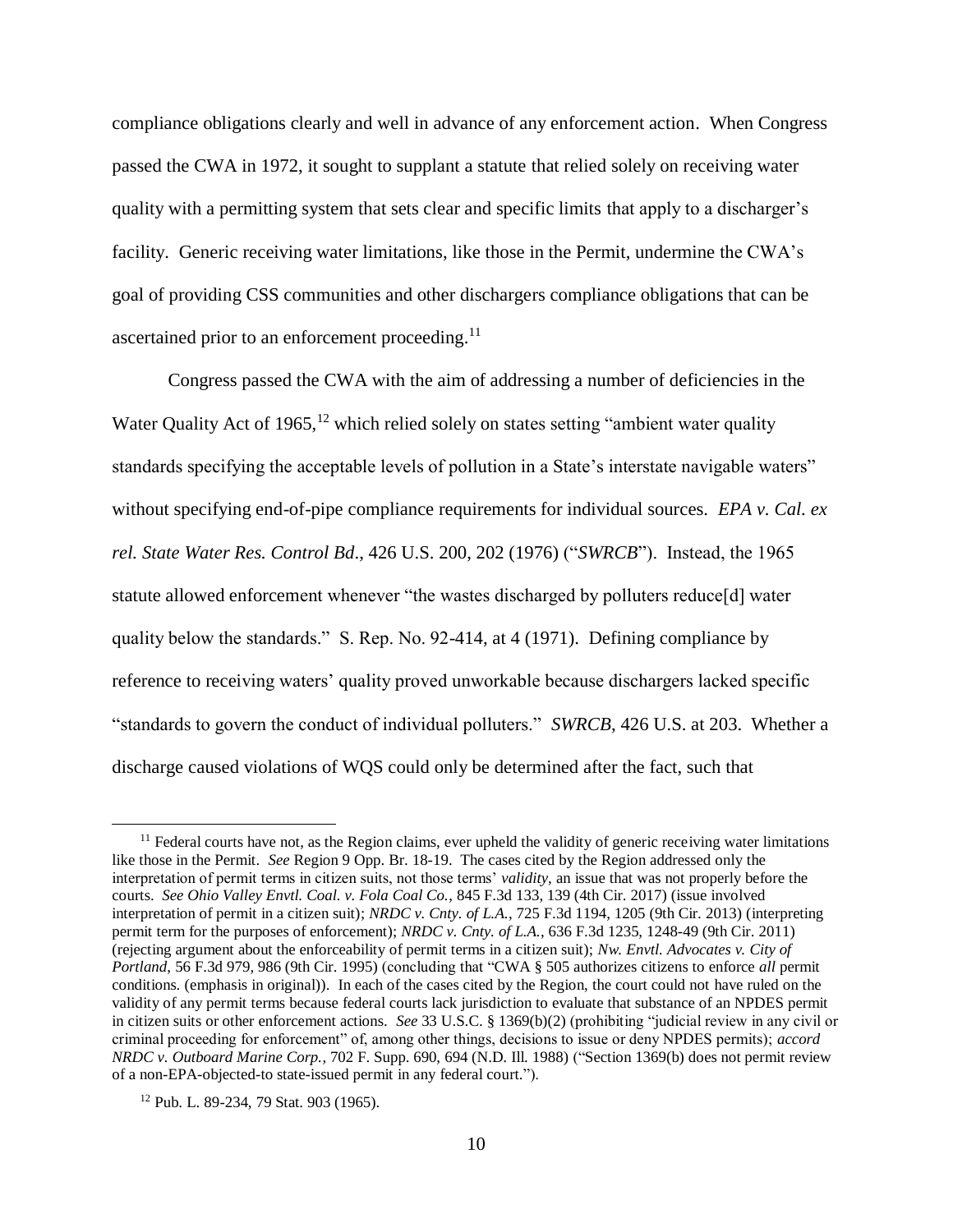compliance obligations clearly and well in advance of any enforcement action. When Congress passed the CWA in 1972, it sought to supplant a statute that relied solely on receiving water quality with a permitting system that sets clear and specific limits that apply to a discharger's facility. Generic receiving water limitations, like those in the Permit, undermine the CWA's goal of providing CSS communities and other dischargers compliance obligations that can be ascertained prior to an enforcement proceeding.[11]

Congress passed the CWA with the aim of addressing a number of deficiencies in the Water Quality Act of 1965,[12] which relied solely on states setting "ambient water quality standards specifying the acceptable levels of pollution in a State's interstate navigable waters" without specifying end-of-pipe compliance requirements for individual sources. *EPA v. Cal. ex rel. State Water Res. Control Bd*., 426 U.S. 200, 202 (1976) ("*SWRCB*"). Instead, the 1965 statute allowed enforcement whenever "the wastes discharged by polluters reduce[d] water quality below the standards." S. Rep. No. 92-414, at 4 (1971). Defining compliance by reference to receiving waters' quality proved unworkable because dischargers lacked specific "standards to govern the conduct of individual polluters." *SWRCB*, 426 U.S. at 203. Whether a discharge caused violations of WQS could only be determined after the fact, such that

---

[11] Federal courts have not, as the Region claims, ever upheld the validity of generic receiving water limitations like those in the Permit. *See* Region 9 Opp. Br. 18-19. The cases cited by the Region addressed only the interpretation of permit terms in citizen suits, not those terms' *validity*, an issue that was not properly before the courts. *See Ohio Valley Envtl. Coal. v. Fola Coal Co.*, 845 F.3d 133, 139 (4th Cir. 2017) (issue involved interpretation of permit in a citizen suit); *NRDC v. Cnty. of L.A.*, 725 F.3d 1194, 1205 (9th Cir. 2013) (interpreting permit term for the purposes of enforcement); *NRDC v. Cnty. of L.A.*, 636 F.3d 1235, 1248-49 (9th Cir. 2011) (rejecting argument about the enforceability of permit terms in a citizen suit); *Nw. Envtl. Advocates v. City of Portland*, 56 F.3d 979, 986 (9th Cir. 1995) (concluding that "CWA § 505 authorizes citizens to enforce *all* permit conditions. (emphasis in original)). In each of the cases cited by the Region, the court could not have ruled on the validity of any permit terms because federal courts lack jurisdiction to evaluate that substance of an NPDES permit in citizen suits or other enforcement actions. *See* 33 U.S.C. § 1369(b)(2) (prohibiting "judicial review in any civil or criminal proceeding for enforcement" of, among other things, decisions to issue or deny NPDES permits); *accord NRDC v. Outboard Marine Corp.*, 702 F. Supp. 690, 694 (N.D. Ill. 1988) ("Section 1369(b) does not permit review of a non-EPA-objected-to state-issued permit in any federal court.").

[12] Pub. L. 89-234, 79 Stat. 903 (1965).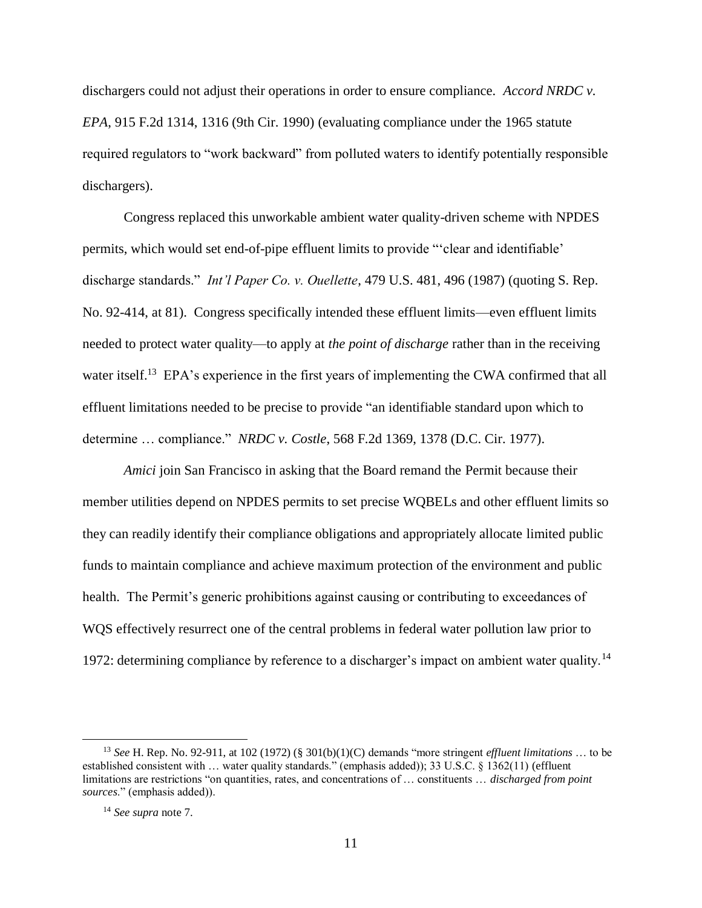dischargers could not adjust their operations in order to ensure compliance. *Accord NRDC v. EPA*, 915 F.2d 1314, 1316 (9th Cir. 1990) (evaluating compliance under the 1965 statute required regulators to "work backward" from polluted waters to identify potentially responsible dischargers).

Congress replaced this unworkable ambient water quality-driven scheme with NPDES permits, which would set end-of-pipe effluent limits to provide "'clear and identifiable' discharge standards." *Int'l Paper Co. v. Ouellette*, 479 U.S. 481, 496 (1987) (quoting S. Rep. No. 92-414, at 81). Congress specifically intended these effluent limits—even effluent limits needed to protect water quality—to apply at *the point of discharge* rather than in the receiving water itself.[13] EPA's experience in the first years of implementing the CWA confirmed that all effluent limitations needed to be precise to provide "an identifiable standard upon which to determine … compliance." *NRDC v. Costle*, 568 F.2d 1369, 1378 (D.C. Cir. 1977).

*Amici* join San Francisco in asking that the Board remand the Permit because their member utilities depend on NPDES permits to set precise WQBELs and other effluent limits so they can readily identify their compliance obligations and appropriately allocate limited public funds to maintain compliance and achieve maximum protection of the environment and public health. The Permit's generic prohibitions against causing or contributing to exceedances of WQS effectively resurrect one of the central problems in federal water pollution law prior to 1972: determining compliance by reference to a discharger's impact on ambient water quality.[14]

---

[13] *See* H. Rep. No. 92-911, at 102 (1972) (§ 301(b)(1)(C) demands "more stringent *effluent limitations* … to be established consistent with … water quality standards." (emphasis added)); 33 U.S.C. § 1362(11) (effluent limitations are restrictions "on quantities, rates, and concentrations of … constituents … *discharged from point sources*." (emphasis added)).

[14] *See supra* note 7.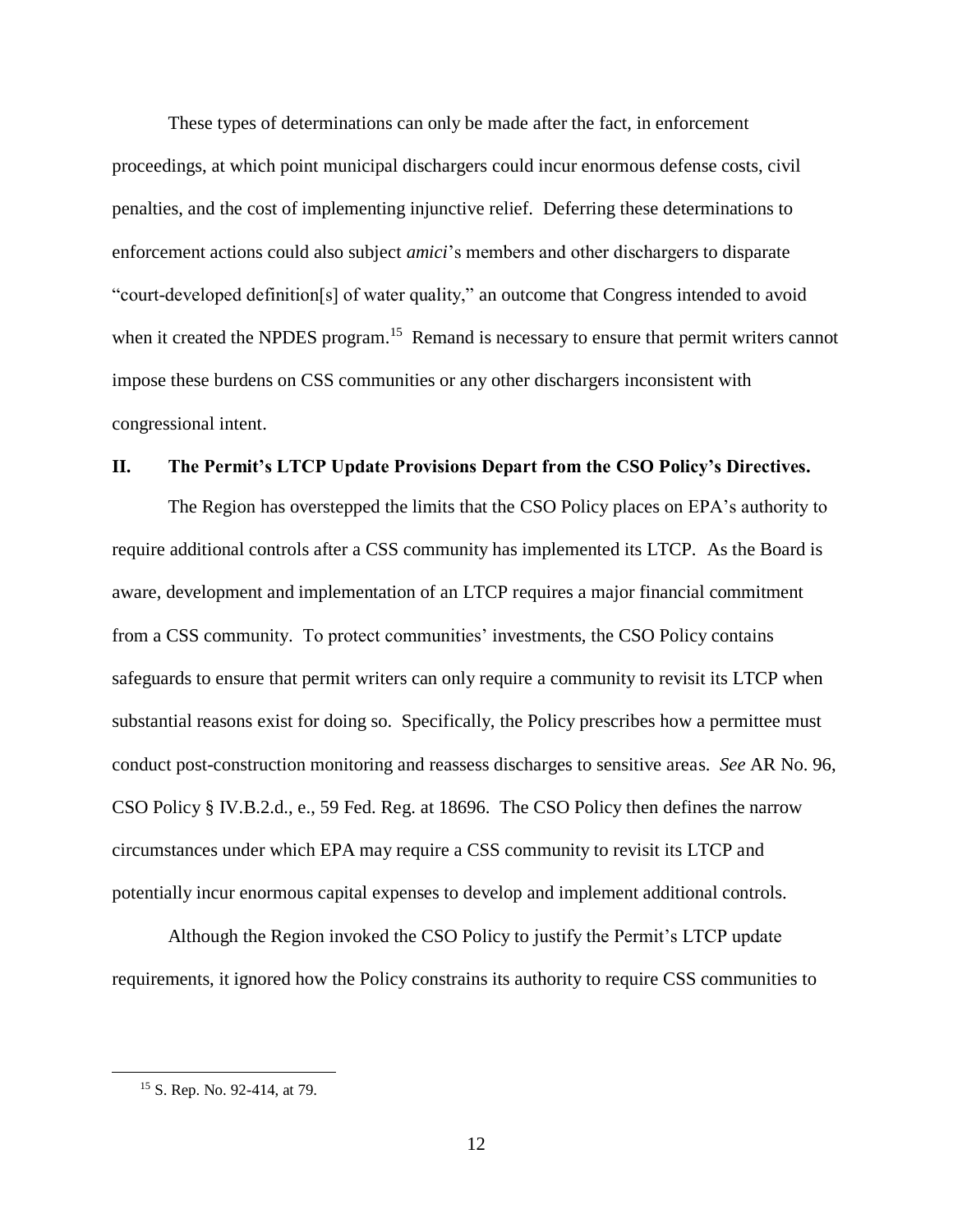These types of determinations can only be made after the fact, in enforcement proceedings, at which point municipal dischargers could incur enormous defense costs, civil penalties, and the cost of implementing injunctive relief. Deferring these determinations to enforcement actions could also subject *amici*'s members and other dischargers to disparate "court-developed definition[s] of water quality," an outcome that Congress intended to avoid when it created the NPDES program.[15] Remand is necessary to ensure that permit writers cannot impose these burdens on CSS communities or any other dischargers inconsistent with congressional intent.

## II. The Permit's LTCP Update Provisions Depart from the CSO Policy's Directives.

The Region has overstepped the limits that the CSO Policy places on EPA's authority to require additional controls after a CSS community has implemented its LTCP. As the Board is aware, development and implementation of an LTCP requires a major financial commitment from a CSS community. To protect communities' investments, the CSO Policy contains safeguards to ensure that permit writers can only require a community to revisit its LTCP when substantial reasons exist for doing so. Specifically, the Policy prescribes how a permittee must conduct post-construction monitoring and reassess discharges to sensitive areas. *See* AR No. 96, CSO Policy § IV.B.2.d., e., 59 Fed. Reg. at 18696. The CSO Policy then defines the narrow circumstances under which EPA may require a CSS community to revisit its LTCP and potentially incur enormous capital expenses to develop and implement additional controls.

Although the Region invoked the CSO Policy to justify the Permit's LTCP update requirements, it ignored how the Policy constrains its authority to require CSS communities to

---

[15] S. Rep. No. 92-414, at 79.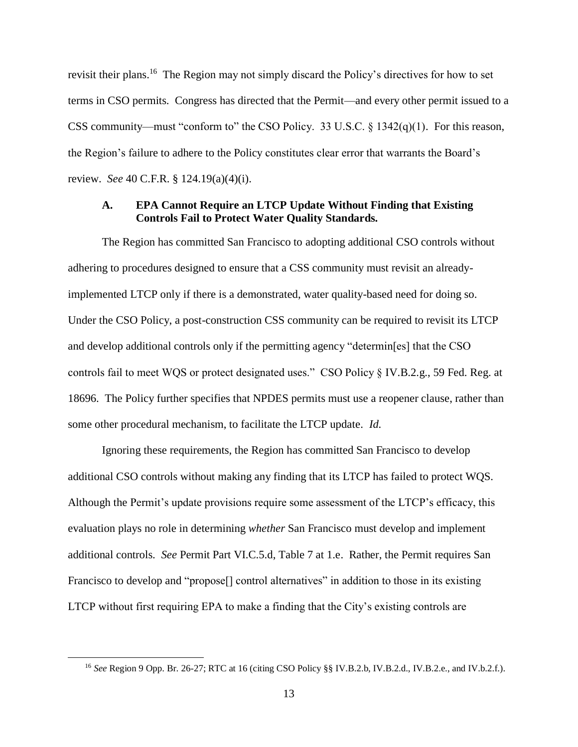revisit their plans.[16] The Region may not simply discard the Policy's directives for how to set terms in CSO permits. Congress has directed that the Permit—and every other permit issued to a CSS community—must "conform to" the CSO Policy. 33 U.S.C. § 1342(q)(1). For this reason, the Region's failure to adhere to the Policy constitutes clear error that warrants the Board's review. *See* 40 C.F.R. § 124.19(a)(4)(i).

### A. EPA Cannot Require an LTCP Update Without Finding that Existing Controls Fail to Protect Water Quality Standards.

The Region has committed San Francisco to adopting additional CSO controls without adhering to procedures designed to ensure that a CSS community must revisit an already-implemented LTCP only if there is a demonstrated, water quality-based need for doing so. Under the CSO Policy, a post-construction CSS community can be required to revisit its LTCP and develop additional controls only if the permitting agency "determin[es] that the CSO controls fail to meet WQS or protect designated uses." CSO Policy § IV.B.2.g., 59 Fed. Reg. at 18696. The Policy further specifies that NPDES permits must use a reopener clause, rather than some other procedural mechanism, to facilitate the LTCP update. *Id.*

Ignoring these requirements, the Region has committed San Francisco to develop additional CSO controls without making any finding that its LTCP has failed to protect WQS. Although the Permit's update provisions require some assessment of the LTCP's efficacy, this evaluation plays no role in determining *whether* San Francisco must develop and implement additional controls. *See* Permit Part VI.C.5.d, Table 7 at 1.e. Rather, the Permit requires San Francisco to develop and "propose[] control alternatives" in addition to those in its existing LTCP without first requiring EPA to make a finding that the City's existing controls are

---

[16] *See* Region 9 Opp. Br. 26-27; RTC at 16 (citing CSO Policy §§ IV.B.2.b, IV.B.2.d., IV.B.2.e., and IV.b.2.f.).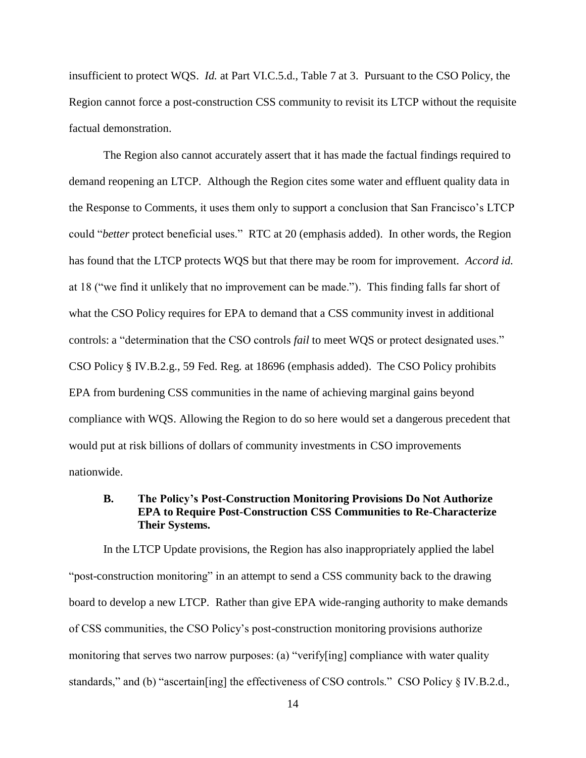insufficient to protect WQS. *Id.* at Part VI.C.5.d., Table 7 at 3. Pursuant to the CSO Policy, the Region cannot force a post-construction CSS community to revisit its LTCP without the requisite factual demonstration.

The Region also cannot accurately assert that it has made the factual findings required to demand reopening an LTCP. Although the Region cites some water and effluent quality data in the Response to Comments, it uses them only to support a conclusion that San Francisco's LTCP could "*better* protect beneficial uses." RTC at 20 (emphasis added). In other words, the Region has found that the LTCP protects WQS but that there may be room for improvement. *Accord id.* at 18 ("we find it unlikely that no improvement can be made."). This finding falls far short of what the CSO Policy requires for EPA to demand that a CSS community invest in additional controls: a "determination that the CSO controls *fail* to meet WQS or protect designated uses." CSO Policy § IV.B.2.g., 59 Fed. Reg. at 18696 (emphasis added). The CSO Policy prohibits EPA from burdening CSS communities in the name of achieving marginal gains beyond compliance with WQS. Allowing the Region to do so here would set a dangerous precedent that would put at risk billions of dollars of community investments in CSO improvements nationwide.

### B. The Policy's Post-Construction Monitoring Provisions Do Not Authorize EPA to Require Post-Construction CSS Communities to Re-Characterize Their Systems.

In the LTCP Update provisions, the Region has also inappropriately applied the label "post-construction monitoring" in an attempt to send a CSS community back to the drawing board to develop a new LTCP. Rather than give EPA wide-ranging authority to make demands of CSS communities, the CSO Policy's post-construction monitoring provisions authorize monitoring that serves two narrow purposes: (a) "verify[ing] compliance with water quality standards," and (b) "ascertain[ing] the effectiveness of CSO controls." CSO Policy § IV.B.2.d.,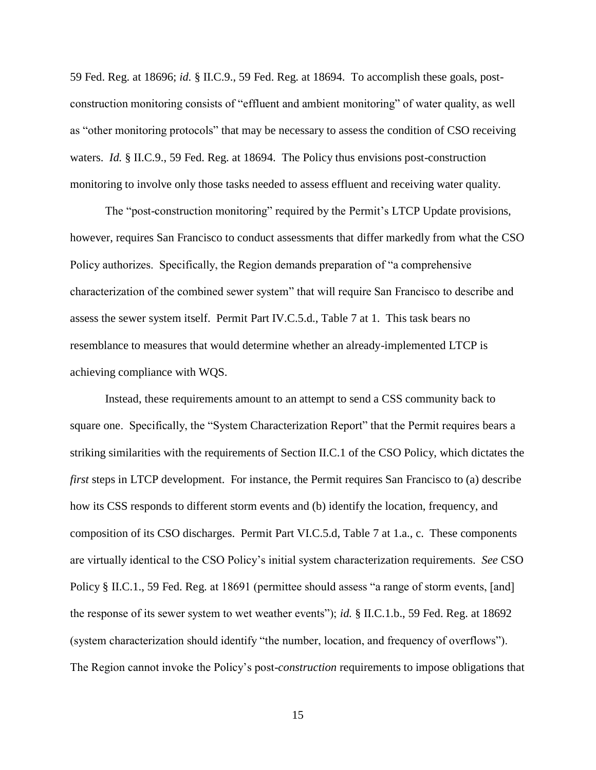59 Fed. Reg. at 18696; *id.* § II.C.9., 59 Fed. Reg. at 18694. To accomplish these goals, post-construction monitoring consists of "effluent and ambient monitoring" of water quality, as well as "other monitoring protocols" that may be necessary to assess the condition of CSO receiving waters. *Id.* § II.C.9., 59 Fed. Reg. at 18694. The Policy thus envisions post-construction monitoring to involve only those tasks needed to assess effluent and receiving water quality.

The "post-construction monitoring" required by the Permit's LTCP Update provisions, however, requires San Francisco to conduct assessments that differ markedly from what the CSO Policy authorizes. Specifically, the Region demands preparation of "a comprehensive characterization of the combined sewer system" that will require San Francisco to describe and assess the sewer system itself. Permit Part IV.C.5.d., Table 7 at 1. This task bears no resemblance to measures that would determine whether an already-implemented LTCP is achieving compliance with WQS.

Instead, these requirements amount to an attempt to send a CSS community back to square one. Specifically, the "System Characterization Report" that the Permit requires bears a striking similarities with the requirements of Section II.C.1 of the CSO Policy, which dictates the *first* steps in LTCP development. For instance, the Permit requires San Francisco to (a) describe how its CSS responds to different storm events and (b) identify the location, frequency, and composition of its CSO discharges. Permit Part VI.C.5.d, Table 7 at 1.a., c. These components are virtually identical to the CSO Policy's initial system characterization requirements. *See* CSO Policy § II.C.1., 59 Fed. Reg. at 18691 (permittee should assess "a range of storm events, [and] the response of its sewer system to wet weather events"); *id.* § II.C.1.b., 59 Fed. Reg. at 18692 (system characterization should identify "the number, location, and frequency of overflows"). The Region cannot invoke the Policy's post-*construction* requirements to impose obligations that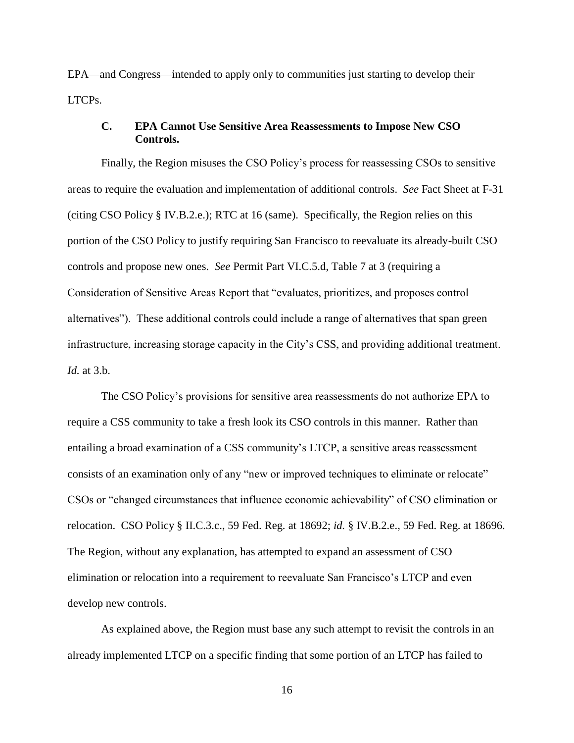EPA—and Congress—intended to apply only to communities just starting to develop their LTCPs.

### C. EPA Cannot Use Sensitive Area Reassessments to Impose New CSO Controls.

Finally, the Region misuses the CSO Policy's process for reassessing CSOs to sensitive areas to require the evaluation and implementation of additional controls. *See* Fact Sheet at F-31 (citing CSO Policy § IV.B.2.e.); RTC at 16 (same). Specifically, the Region relies on this portion of the CSO Policy to justify requiring San Francisco to reevaluate its already-built CSO controls and propose new ones. *See* Permit Part VI.C.5.d, Table 7 at 3 (requiring a Consideration of Sensitive Areas Report that "evaluates, prioritizes, and proposes control alternatives"). These additional controls could include a range of alternatives that span green infrastructure, increasing storage capacity in the City's CSS, and providing additional treatment. *Id.* at 3.b.

The CSO Policy's provisions for sensitive area reassessments do not authorize EPA to require a CSS community to take a fresh look its CSO controls in this manner. Rather than entailing a broad examination of a CSS community's LTCP, a sensitive areas reassessment consists of an examination only of any "new or improved techniques to eliminate or relocate" CSOs or "changed circumstances that influence economic achievability" of CSO elimination or relocation. CSO Policy § II.C.3.c., 59 Fed. Reg. at 18692; *id.* § IV.B.2.e., 59 Fed. Reg. at 18696. The Region, without any explanation, has attempted to expand an assessment of CSO elimination or relocation into a requirement to reevaluate San Francisco's LTCP and even develop new controls.

As explained above, the Region must base any such attempt to revisit the controls in an already implemented LTCP on a specific finding that some portion of an LTCP has failed to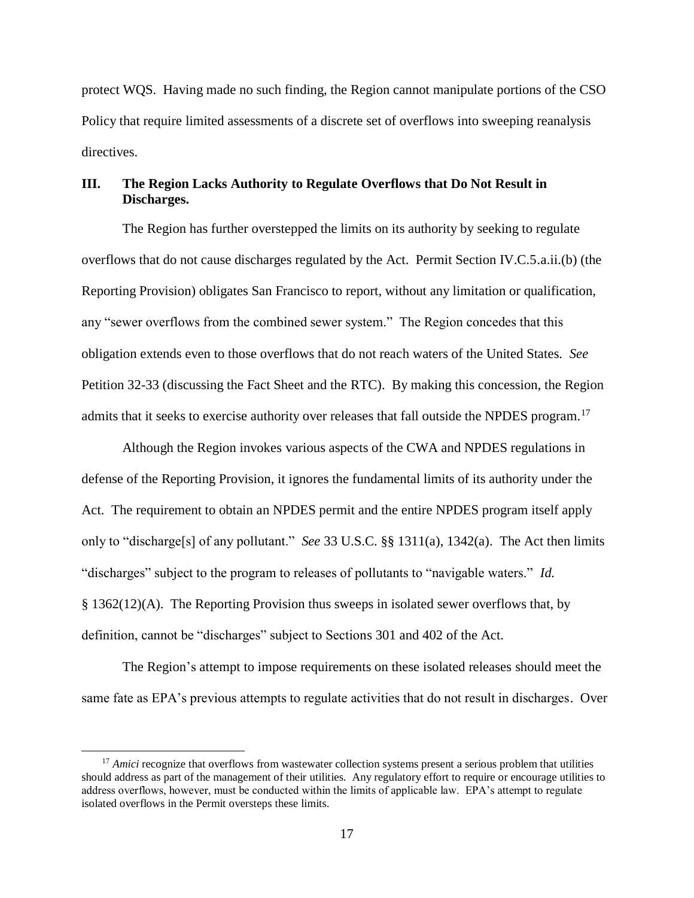protect WQS. Having made no such finding, the Region cannot manipulate portions of the CSO Policy that require limited assessments of a discrete set of overflows into sweeping reanalysis directives.

## III. The Region Lacks Authority to Regulate Overflows that Do Not Result in Discharges.

The Region has further overstepped the limits on its authority by seeking to regulate overflows that do not cause discharges regulated by the Act. Permit Section IV.C.5.a.ii.(b) (the Reporting Provision) obligates San Francisco to report, without any limitation or qualification, any "sewer overflows from the combined sewer system." The Region concedes that this obligation extends even to those overflows that do not reach waters of the United States. *See* Petition 32-33 (discussing the Fact Sheet and the RTC). By making this concession, the Region admits that it seeks to exercise authority over releases that fall outside the NPDES program.[17]

Although the Region invokes various aspects of the CWA and NPDES regulations in defense of the Reporting Provision, it ignores the fundamental limits of its authority under the Act. The requirement to obtain an NPDES permit and the entire NPDES program itself apply only to "discharge[s] of any pollutant." *See* 33 U.S.C. §§ 1311(a), 1342(a). The Act then limits "discharges" subject to the program to releases of pollutants to "navigable waters." *Id.* § 1362(12)(A). The Reporting Provision thus sweeps in isolated sewer overflows that, by definition, cannot be "discharges" subject to Sections 301 and 402 of the Act.

The Region's attempt to impose requirements on these isolated releases should meet the same fate as EPA's previous attempts to regulate activities that do not result in discharges. Over

---

[17] *Amici* recognize that overflows from wastewater collection systems present a serious problem that utilities should address as part of the management of their utilities. Any regulatory effort to require or encourage utilities to address overflows, however, must be conducted within the limits of applicable law. EPA's attempt to regulate isolated overflows in the Permit oversteps these limits.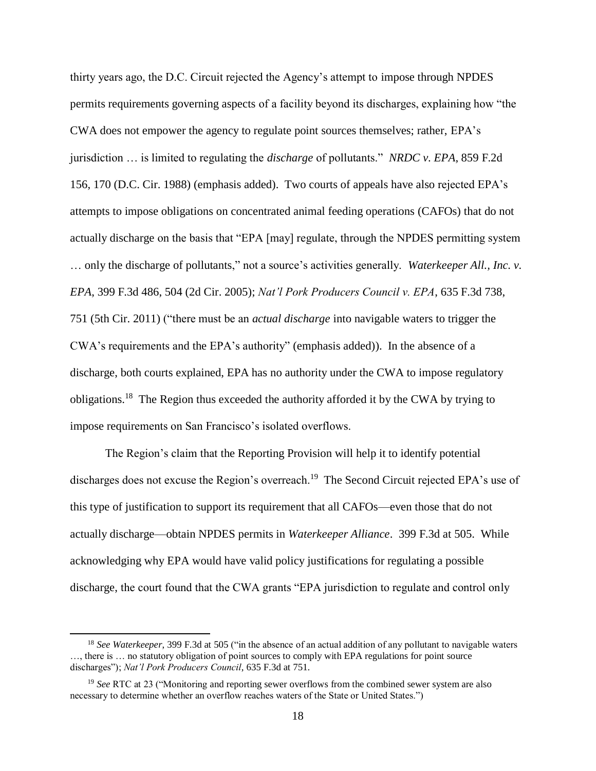thirty years ago, the D.C. Circuit rejected the Agency's attempt to impose through NPDES permits requirements governing aspects of a facility beyond its discharges, explaining how "the CWA does not empower the agency to regulate point sources themselves; rather, EPA's jurisdiction … is limited to regulating the *discharge* of pollutants." *NRDC v. EPA*, 859 F.2d 156, 170 (D.C. Cir. 1988) (emphasis added). Two courts of appeals have also rejected EPA's attempts to impose obligations on concentrated animal feeding operations (CAFOs) that do not actually discharge on the basis that "EPA [may] regulate, through the NPDES permitting system … only the discharge of pollutants," not a source's activities generally. *Waterkeeper All., Inc. v. EPA*, 399 F.3d 486, 504 (2d Cir. 2005); *Nat'l Pork Producers Council v. EPA*, 635 F.3d 738, 751 (5th Cir. 2011) ("there must be an *actual discharge* into navigable waters to trigger the CWA's requirements and the EPA's authority" (emphasis added)). In the absence of a discharge, both courts explained, EPA has no authority under the CWA to impose regulatory obligations.[18] The Region thus exceeded the authority afforded it by the CWA by trying to impose requirements on San Francisco's isolated overflows.

The Region's claim that the Reporting Provision will help it to identify potential discharges does not excuse the Region's overreach.[19] The Second Circuit rejected EPA's use of this type of justification to support its requirement that all CAFOs—even those that do not actually discharge—obtain NPDES permits in *Waterkeeper Alliance*. 399 F.3d at 505. While acknowledging why EPA would have valid policy justifications for regulating a possible discharge, the court found that the CWA grants "EPA jurisdiction to regulate and control only

---

[18] *See Waterkeeper*, 399 F.3d at 505 ("in the absence of an actual addition of any pollutant to navigable waters …, there is … no statutory obligation of point sources to comply with EPA regulations for point source discharges"); *Nat'l Pork Producers Council*, 635 F.3d at 751.

[19] *See* RTC at 23 ("Monitoring and reporting sewer overflows from the combined sewer system are also necessary to determine whether an overflow reaches waters of the State or United States.")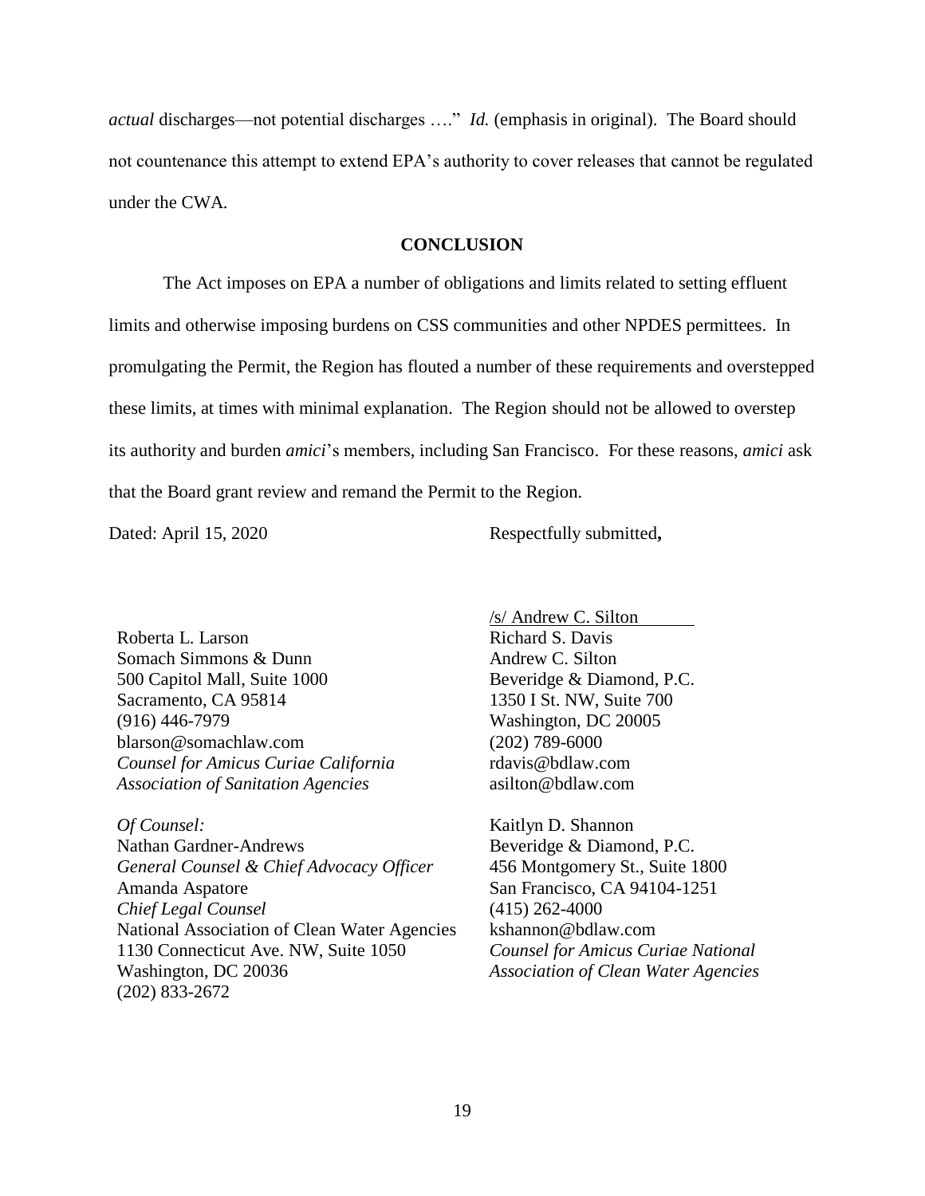*actual* discharges—not potential discharges …." *Id.* (emphasis in original). The Board should not countenance this attempt to extend EPA's authority to cover releases that cannot be regulated under the CWA.

## CONCLUSION

The Act imposes on EPA a number of obligations and limits related to setting effluent limits and otherwise imposing burdens on CSS communities and other NPDES permittees. In promulgating the Permit, the Region has flouted a number of these requirements and overstepped these limits, at times with minimal explanation. The Region should not be allowed to overstep its authority and burden *amici*'s members, including San Francisco. For these reasons, *amici* ask that the Board grant review and remand the Permit to the Region.

Dated: April 15, 2020

Respectfully submitted**,**

/s/ Andrew C. Silton
Richard S. Davis
Andrew C. Silton
Beveridge & Diamond, P.C.
1350 I St. NW, Suite 700
Washington, DC 20005
(202) 789-6000
rdavis@bdlaw.com
asilton@bdlaw.com

Kaitlyn D. Shannon
Beveridge & Diamond, P.C.
456 Montgomery St., Suite 1800
San Francisco, CA 94104-1251
(415) 262-4000
kshannon@bdlaw.com
*Counsel for Amicus Curiae National Association of Clean Water Agencies*

Roberta L. Larson
Somach Simmons & Dunn
500 Capitol Mall, Suite 1000
Sacramento, CA 95814
(916) 446-7979
blarson@somachlaw.com
*Counsel for Amicus Curiae California Association of Sanitation Agencies*

*Of Counsel:*
Nathan Gardner-Andrews
*General Counsel & Chief Advocacy Officer*
Amanda Aspatore
*Chief Legal Counsel*
National Association of Clean Water Agencies
1130 Connecticut Ave. NW, Suite 1050
Washington, DC 20036
(202) 833-2672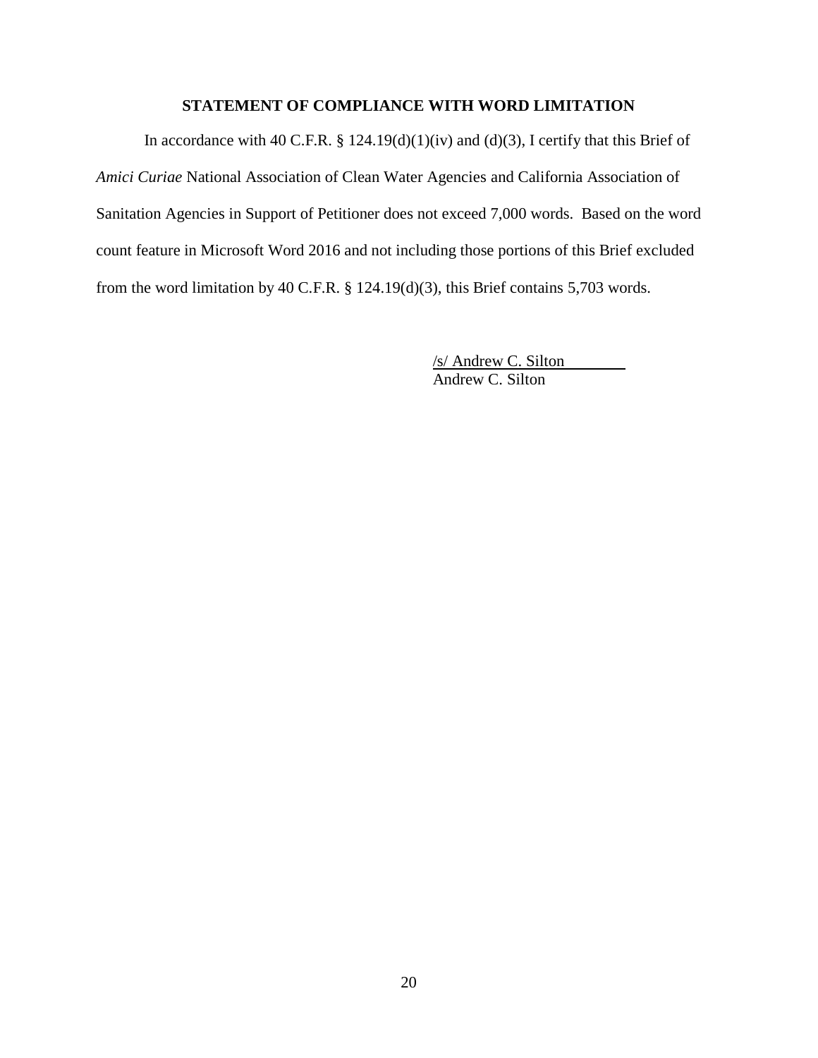## STATEMENT OF COMPLIANCE WITH WORD LIMITATION

In accordance with 40 C.F.R. § 124.19(d)(1)(iv) and (d)(3), I certify that this Brief of *Amici Curiae* National Association of Clean Water Agencies and California Association of Sanitation Agencies in Support of Petitioner does not exceed 7,000 words. Based on the word count feature in Microsoft Word 2016 and not including those portions of this Brief excluded from the word limitation by 40 C.F.R. § 124.19(d)(3), this Brief contains 5,703 words.

/s/ Andrew C. Silton
Andrew C. Silton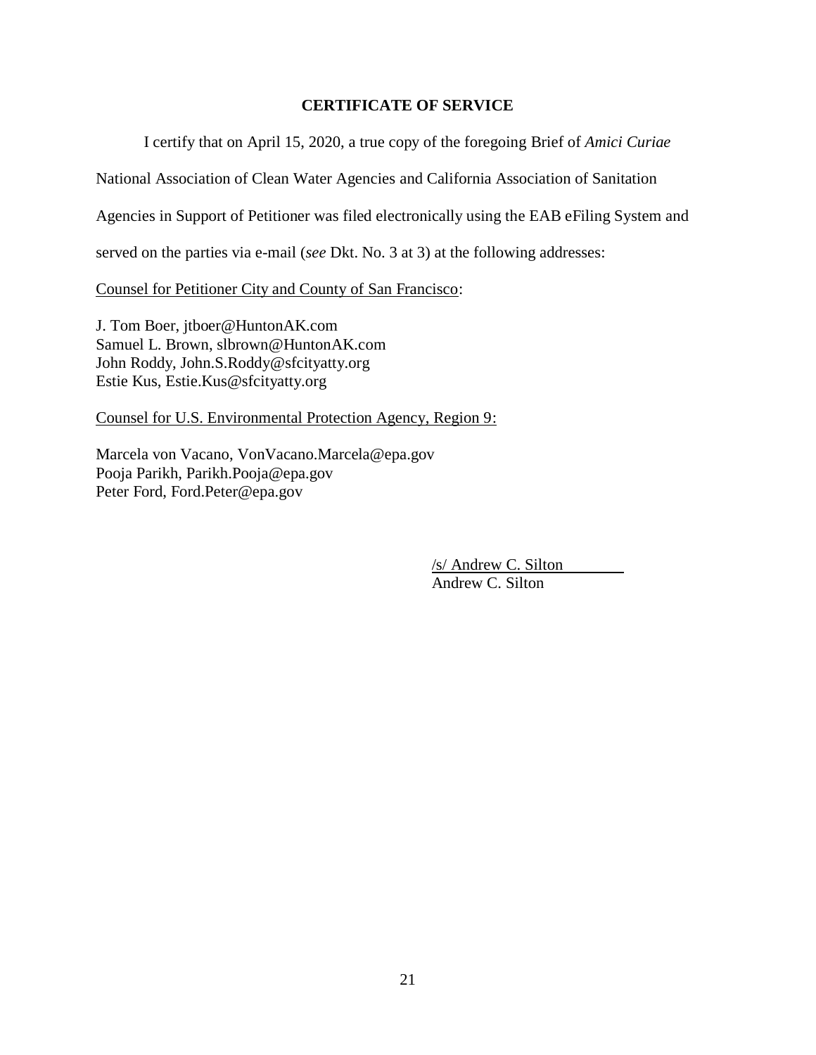## CERTIFICATE OF SERVICE

I certify that on April 15, 2020, a true copy of the foregoing Brief of *Amici Curiae* National Association of Clean Water Agencies and California Association of Sanitation Agencies in Support of Petitioner was filed electronically using the EAB eFiling System and served on the parties via e-mail (*see* Dkt. No. 3 at 3) at the following addresses:

<u>Counsel for Petitioner City and County of San Francisco</u>:

J. Tom Boer, jtboer@HuntonAK.com
Samuel L. Brown, slbrown@HuntonAK.com
John Roddy, John.S.Roddy@sfcityatty.org
Estie Kus, Estie.Kus@sfcityatty.org

<u>Counsel for U.S. Environmental Protection Agency, Region 9:</u>

Marcela von Vacano, VonVacano.Marcela@epa.gov
Pooja Parikh, Parikh.Pooja@epa.gov
Peter Ford, Ford.Peter@epa.gov

<u>/s/ Andrew C. Silton</u>
Andrew C. Silton